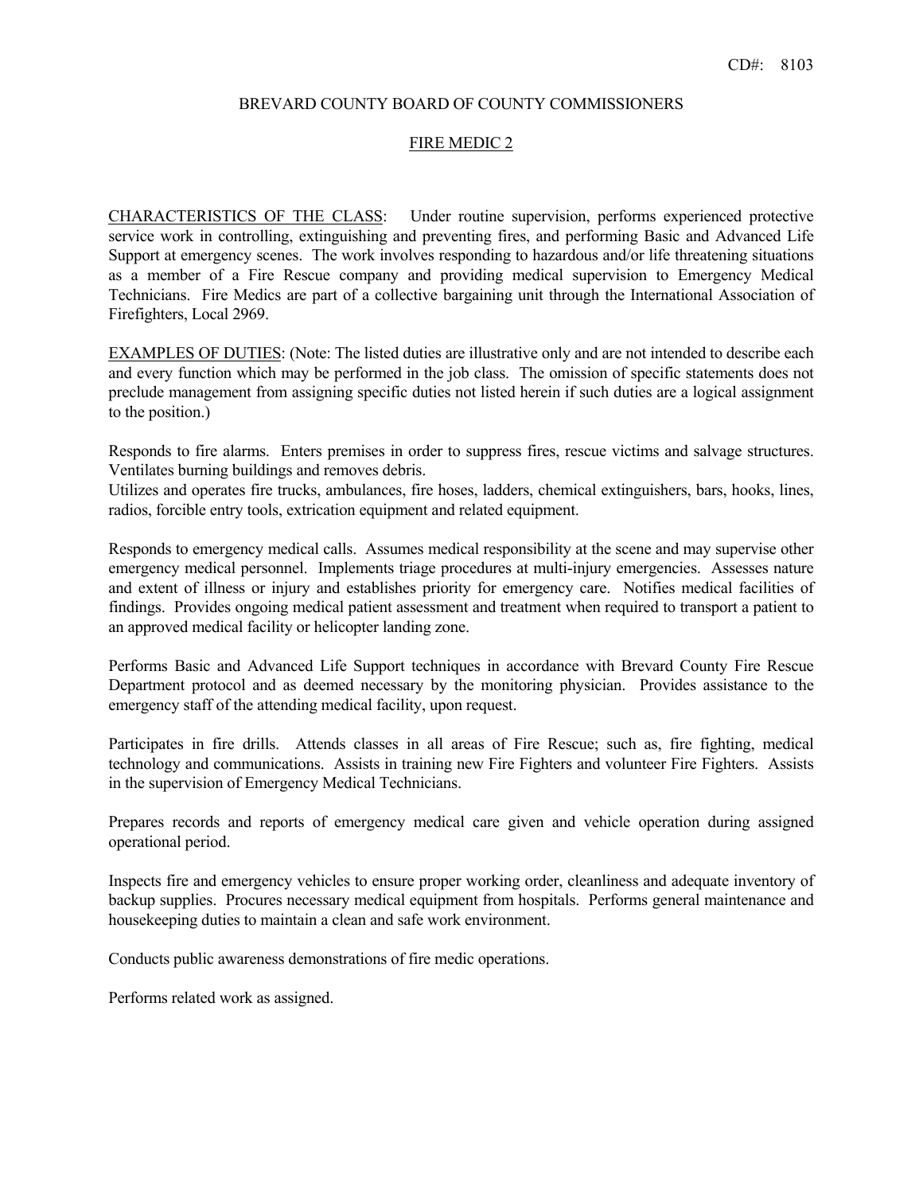CD#: 8103

BREVARD COUNTY BOARD OF COUNTY COMMISSIONERS

# FIRE MEDIC 2

CHARACTERISTICS OF THE CLASS: Under routine supervision, performs experienced protective service work in controlling, extinguishing and preventing fires, and performing Basic and Advanced Life Support at emergency scenes. The work involves responding to hazardous and/or life threatening situations as a member of a Fire Rescue company and providing medical supervision to Emergency Medical Technicians. Fire Medics are part of a collective bargaining unit through the International Association of Firefighters, Local 2969.

EXAMPLES OF DUTIES: (Note: The listed duties are illustrative only and are not intended to describe each and every function which may be performed in the job class. The omission of specific statements does not preclude management from assigning specific duties not listed herein if such duties are a logical assignment to the position.)

Responds to fire alarms. Enters premises in order to suppress fires, rescue victims and salvage structures. Ventilates burning buildings and removes debris.
Utilizes and operates fire trucks, ambulances, fire hoses, ladders, chemical extinguishers, bars, hooks, lines, radios, forcible entry tools, extrication equipment and related equipment.

Responds to emergency medical calls. Assumes medical responsibility at the scene and may supervise other emergency medical personnel. Implements triage procedures at multi-injury emergencies. Assesses nature and extent of illness or injury and establishes priority for emergency care. Notifies medical facilities of findings. Provides ongoing medical patient assessment and treatment when required to transport a patient to an approved medical facility or helicopter landing zone.

Performs Basic and Advanced Life Support techniques in accordance with Brevard County Fire Rescue Department protocol and as deemed necessary by the monitoring physician. Provides assistance to the emergency staff of the attending medical facility, upon request.

Participates in fire drills. Attends classes in all areas of Fire Rescue; such as, fire fighting, medical technology and communications. Assists in training new Fire Fighters and volunteer Fire Fighters. Assists in the supervision of Emergency Medical Technicians.

Prepares records and reports of emergency medical care given and vehicle operation during assigned operational period.

Inspects fire and emergency vehicles to ensure proper working order, cleanliness and adequate inventory of backup supplies. Procures necessary medical equipment from hospitals. Performs general maintenance and housekeeping duties to maintain a clean and safe work environment.

Conducts public awareness demonstrations of fire medic operations.

Performs related work as assigned.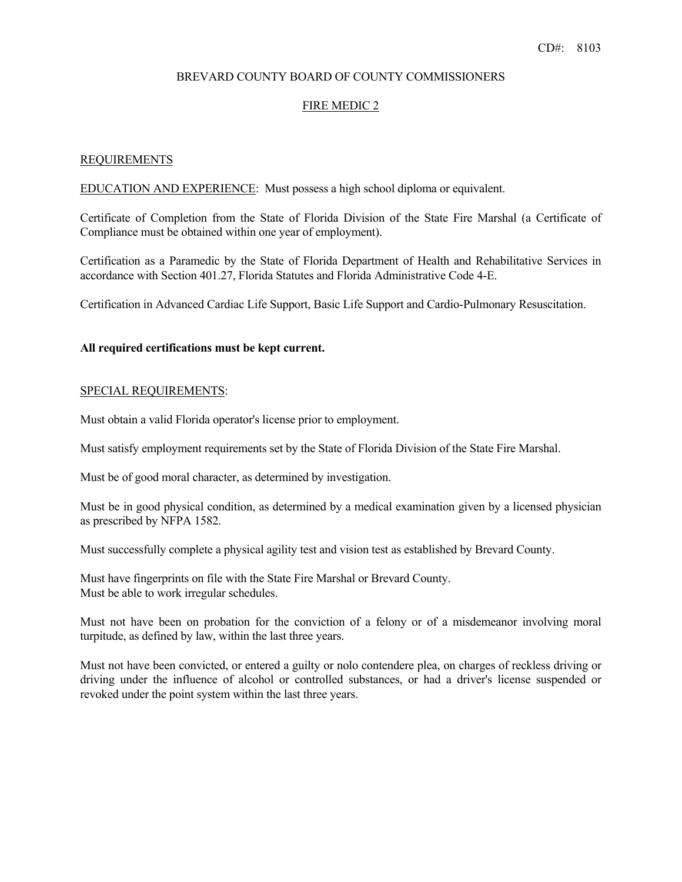CD#: 8103

BREVARD COUNTY BOARD OF COUNTY COMMISSIONERS

FIRE MEDIC 2

## REQUIREMENTS

EDUCATION AND EXPERIENCE: Must possess a high school diploma or equivalent.

Certificate of Completion from the State of Florida Division of the State Fire Marshal (a Certificate of Compliance must be obtained within one year of employment).

Certification as a Paramedic by the State of Florida Department of Health and Rehabilitative Services in accordance with Section 401.27, Florida Statutes and Florida Administrative Code 4-E.

Certification in Advanced Cardiac Life Support, Basic Life Support and Cardio-Pulmonary Resuscitation.

**All required certifications must be kept current.**

SPECIAL REQUIREMENTS:

Must obtain a valid Florida operator's license prior to employment.

Must satisfy employment requirements set by the State of Florida Division of the State Fire Marshal.

Must be of good moral character, as determined by investigation.

Must be in good physical condition, as determined by a medical examination given by a licensed physician as prescribed by NFPA 1582.

Must successfully complete a physical agility test and vision test as established by Brevard County.

Must have fingerprints on file with the State Fire Marshal or Brevard County.
Must be able to work irregular schedules.

Must not have been on probation for the conviction of a felony or of a misdemeanor involving moral turpitude, as defined by law, within the last three years.

Must not have been convicted, or entered a guilty or nolo contendere plea, on charges of reckless driving or driving under the influence of alcohol or controlled substances, or had a driver's license suspended or revoked under the point system within the last three years.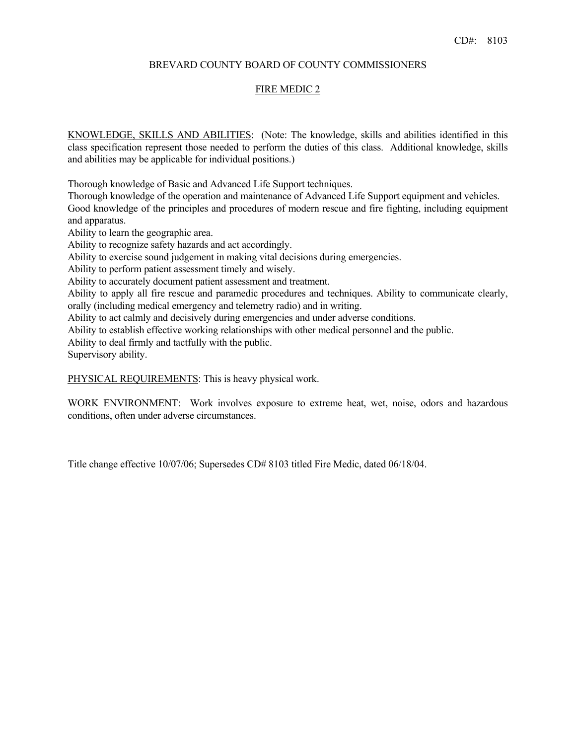CD#: 8103

BREVARD COUNTY BOARD OF COUNTY COMMISSIONERS

FIRE MEDIC 2

KNOWLEDGE, SKILLS AND ABILITIES: (Note: The knowledge, skills and abilities identified in this class specification represent those needed to perform the duties of this class. Additional knowledge, skills and abilities may be applicable for individual positions.)

Thorough knowledge of Basic and Advanced Life Support techniques.
Thorough knowledge of the operation and maintenance of Advanced Life Support equipment and vehicles.
Good knowledge of the principles and procedures of modern rescue and fire fighting, including equipment and apparatus.
Ability to learn the geographic area.
Ability to recognize safety hazards and act accordingly.
Ability to exercise sound judgement in making vital decisions during emergencies.
Ability to perform patient assessment timely and wisely.
Ability to accurately document patient assessment and treatment.
Ability to apply all fire rescue and paramedic procedures and techniques. Ability to communicate clearly, orally (including medical emergency and telemetry radio) and in writing.
Ability to act calmly and decisively during emergencies and under adverse conditions.
Ability to establish effective working relationships with other medical personnel and the public.
Ability to deal firmly and tactfully with the public.
Supervisory ability.

PHYSICAL REQUIREMENTS: This is heavy physical work.

WORK ENVIRONMENT: Work involves exposure to extreme heat, wet, noise, odors and hazardous conditions, often under adverse circumstances.

Title change effective 10/07/06; Supersedes CD# 8103 titled Fire Medic, dated 06/18/04.